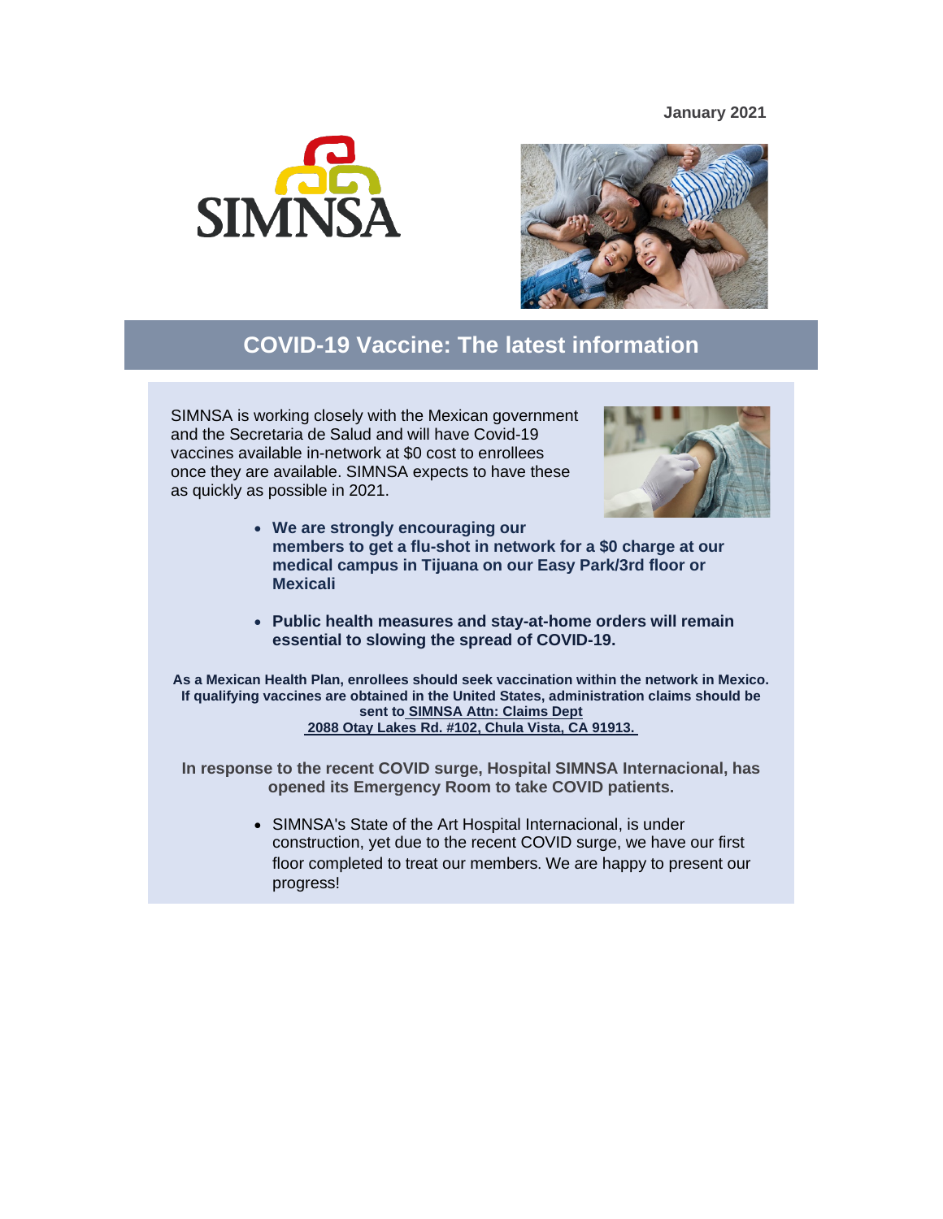**January 2021**

SIMNSA

## COVID-19 Vaccine: The latest information

SIMNSA is working closely with the Mexican government and the Secretaria de Salud and will have Covid-19 vaccines available in-network at $0 cost to enrollees once they are available. SIMNSA expects to have these as quickly as possible in 2021.

- **We are strongly encouraging our members to get a flu-shot in network for a $0 charge at our medical campus in Tijuana on our Easy Park/3rd floor or Mexicali**
- **Public health measures and stay-at-home orders will remain essential to slowing the spread of COVID-19.**

**As a Mexican Health Plan, enrollees should seek vaccination within the network in Mexico. If qualifying vaccines are obtained in the United States, administration claims should be sent to SIMNSA Attn: Claims Dept 2088 Otay Lakes Rd. #102, Chula Vista, CA 91913.**

**In response to the recent COVID surge, Hospital SIMNSA Internacional, has opened its Emergency Room to take COVID patients.**

- SIMNSA's State of the Art Hospital Internacional, is under construction, yet due to the recent COVID surge, we have our first floor completed to treat our members. We are happy to present our progress!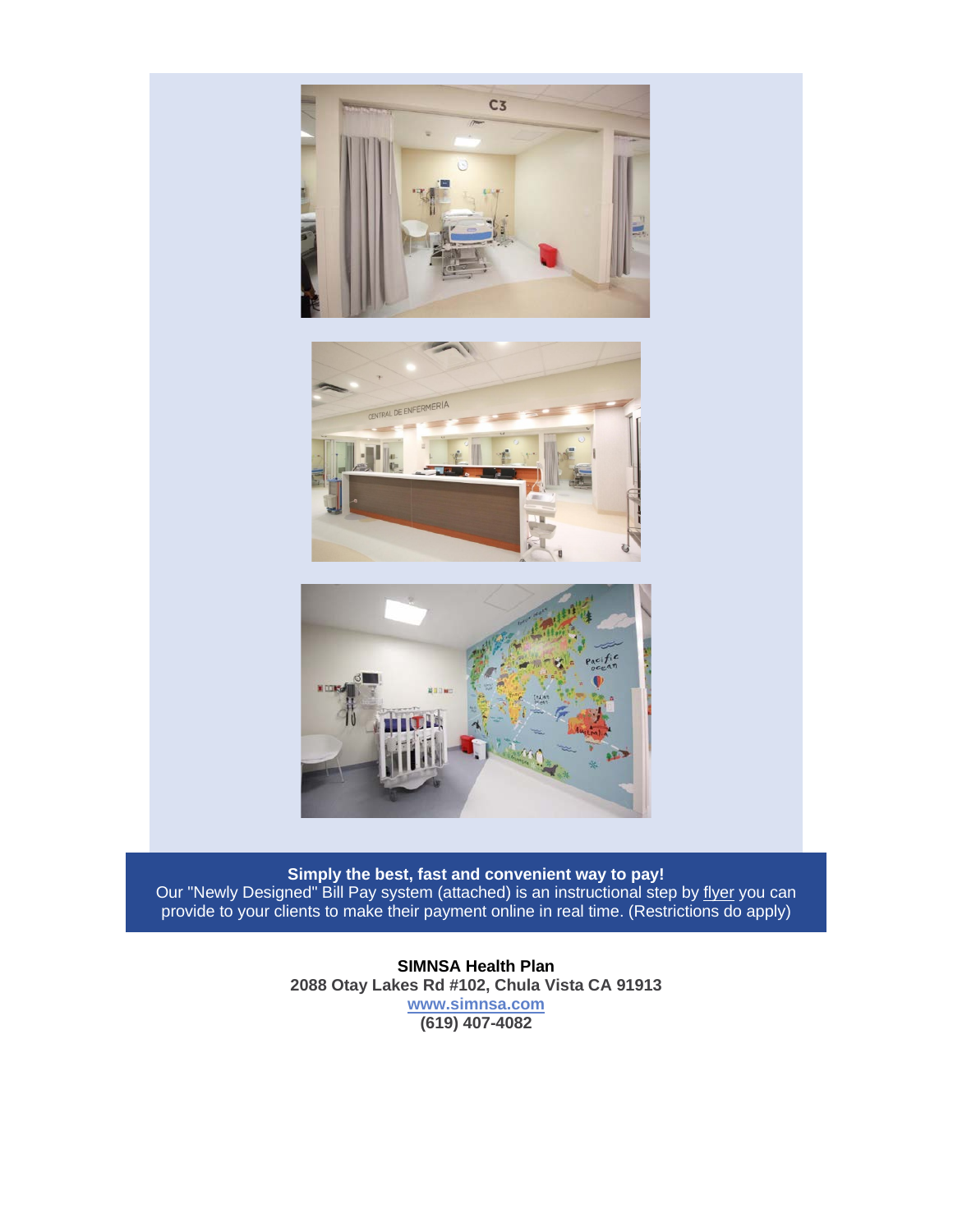**Simply the best, fast and convenient way to pay!**
Our "Newly Designed" Bill Pay system (attached) is an instructional step by flyer you can provide to your clients to make their payment online in real time. (Restrictions do apply)

**SIMNSA Health Plan**
**2088 Otay Lakes Rd #102, Chula Vista CA 91913**
**www.simnsa.com**
**(619) 407-4082**